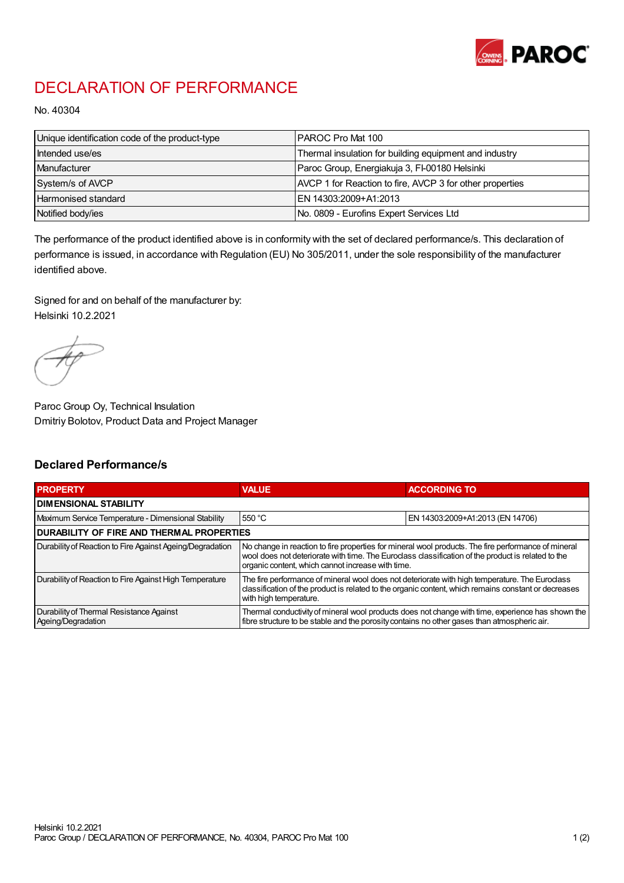# DECLARATION OF PERFORMANCE

No. 40304

| Unique identification code of the product-type | PAROC Pro Mat 100 |
|---|---|
| Intended use/es | Thermal insulation for building equipment and industry |
| Manufacturer | Paroc Group, Energiakuja 3, FI-00180 Helsinki |
| System/s of AVCP | AVCP 1 for Reaction to fire, AVCP 3 for other properties |
| Harmonised standard | EN 14303:2009+A1:2013 |
| Notified body/ies | No. 0809 - Eurofins Expert Services Ltd |

The performance of the product identified above is in conformity with the set of declared performance/s. This declaration of performance is issued, in accordance with Regulation (EU) No 305/2011, under the sole responsibility of the manufacturer identified above.

Signed for and on behalf of the manufacturer by:
Helsinki 10.2.2021

Paroc Group Oy, Technical Insulation
Dmitriy Bolotov, Product Data and Project Manager

## Declared Performance/s

| PROPERTY | VALUE | ACCORDING TO |
|---|---|---|
| **DIMENSIONAL STABILITY** | | |
| Maximum Service Temperature - Dimensional Stability | 550 °C | EN 14303:2009+A1:2013 (EN 14706) |
| **DURABILITY OF FIRE AND THERMAL PROPERTIES** | | |
| Durability of Reaction to Fire Against Ageing/Degradation | No change in reaction to fire properties for mineral wool products. The fire performance of mineral wool does not deteriorate with time. The Euroclass classification of the product is related to the organic content, which cannot increase with time. | |
| Durability of Reaction to Fire Against High Temperature | The fire performance of mineral wool does not deteriorate with high temperature. The Euroclass classification of the product is related to the organic content, which remains constant or decreases with high temperature. | |
| Durability of Thermal Resistance Against Ageing/Degradation | Thermal conductivity of mineral wool products does not change with time, experience has shown the fibre structure to be stable and the porosity contains no other gases than atmospheric air. | |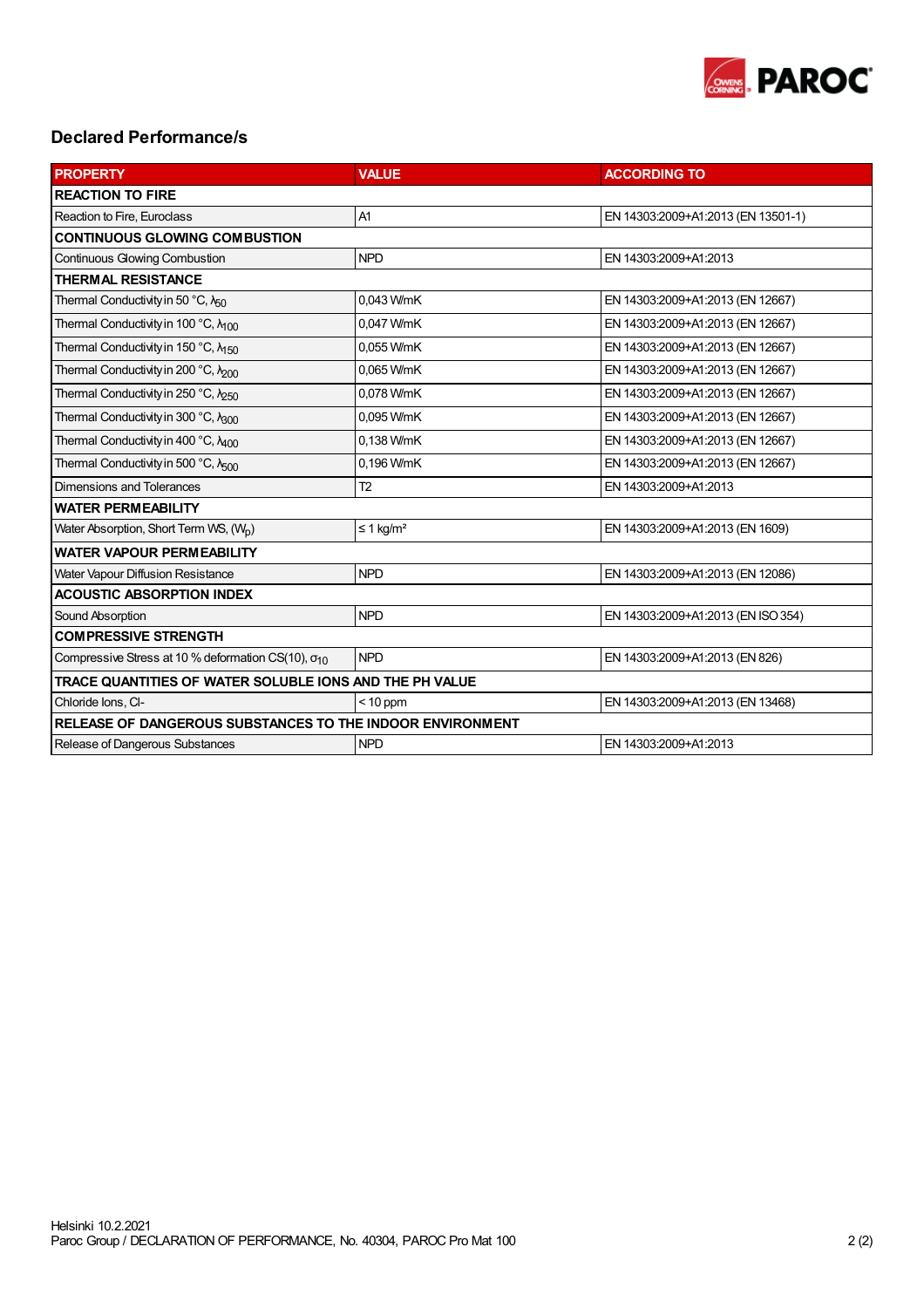## Declared Performance/s

| PROPERTY | VALUE | ACCORDING TO |
|---|---|---|
| **REACTION TO FIRE** | | |
| Reaction to Fire, Euroclass | A1 | EN 14303:2009+A1:2013 (EN 13501-1) |
| **CONTINUOUS GLOWING COMBUSTION** | | |
| Continuous Glowing Combustion | NPD | EN 14303:2009+A1:2013 |
| **THERMAL RESISTANCE** | | |
| Thermal Conductivity in 50 °C, $\lambda_{50}$ | 0,043 W/mK | EN 14303:2009+A1:2013 (EN 12667) |
| Thermal Conductivity in 100 °C, $\lambda_{100}$ | 0,047 W/mK | EN 14303:2009+A1:2013 (EN 12667) |
| Thermal Conductivity in 150 °C, $\lambda_{150}$ | 0,055 W/mK | EN 14303:2009+A1:2013 (EN 12667) |
| Thermal Conductivity in 200 °C, $\lambda_{200}$ | 0,065 W/mK | EN 14303:2009+A1:2013 (EN 12667) |
| Thermal Conductivity in 250 °C, $\lambda_{250}$ | 0,078 W/mK | EN 14303:2009+A1:2013 (EN 12667) |
| Thermal Conductivity in 300 °C, $\lambda_{300}$ | 0,095 W/mK | EN 14303:2009+A1:2013 (EN 12667) |
| Thermal Conductivity in 400 °C, $\lambda_{400}$ | 0,138 W/mK | EN 14303:2009+A1:2013 (EN 12667) |
| Thermal Conductivity in 500 °C, $\lambda_{500}$ | 0,196 W/mK | EN 14303:2009+A1:2013 (EN 12667) |
| Dimensions and Tolerances | T2 | EN 14303:2009+A1:2013 |
| **WATER PERMEABILITY** | | |
| Water Absorption, Short Term WS, ($W_p$) | ≤ 1 kg/m² | EN 14303:2009+A1:2013 (EN 1609) |
| **WATER VAPOUR PERMEABILITY** | | |
| Water Vapour Diffusion Resistance | NPD | EN 14303:2009+A1:2013 (EN 12086) |
| **ACOUSTIC ABSORPTION INDEX** | | |
| Sound Absorption | NPD | EN 14303:2009+A1:2013 (EN ISO 354) |
| **COMPRESSIVE STRENGTH** | | |
| Compressive Stress at 10 % deformation CS(10), $\sigma_{10}$ | NPD | EN 14303:2009+A1:2013 (EN 826) |
| **TRACE QUANTITIES OF WATER SOLUBLE IONS AND THE PH VALUE** | | |
| Chloride Ions, Cl- | < 10 ppm | EN 14303:2009+A1:2013 (EN 13468) |
| **RELEASE OF DANGEROUS SUBSTANCES TO THE INDOOR ENVIRONMENT** | | |
| Release of Dangerous Substances | NPD | EN 14303:2009+A1:2013 |

Helsinki 10.2.2021
Paroc Group / DECLARATION OF PERFORMANCE, No. 40304, PAROC Pro Mat 100